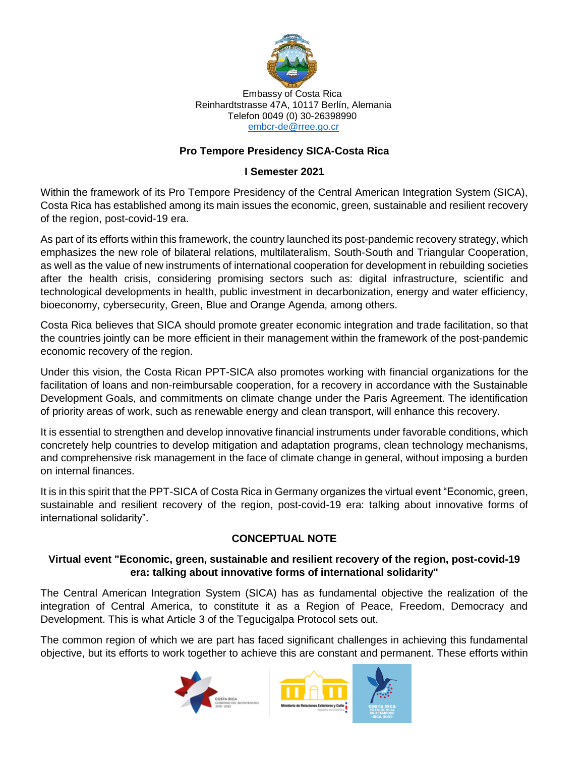Embassy of Costa Rica
Reinhardtstrasse 47A, 10117 Berlín, Alemania
Telefon 0049 (0) 30-26398990
embcr-de@rree.go.cr

**Pro Tempore Presidency SICA-Costa Rica**

**I Semester 2021**

Within the framework of its Pro Tempore Presidency of the Central American Integration System (SICA), Costa Rica has established among its main issues the economic, green, sustainable and resilient recovery of the region, post-covid-19 era.

As part of its efforts within this framework, the country launched its post-pandemic recovery strategy, which emphasizes the new role of bilateral relations, multilateralism, South-South and Triangular Cooperation, as well as the value of new instruments of international cooperation for development in rebuilding societies after the health crisis, considering promising sectors such as: digital infrastructure, scientific and technological developments in health, public investment in decarbonization, energy and water efficiency, bioeconomy, cybersecurity, Green, Blue and Orange Agenda, among others.

Costa Rica believes that SICA should promote greater economic integration and trade facilitation, so that the countries jointly can be more efficient in their management within the framework of the post-pandemic economic recovery of the region.

Under this vision, the Costa Rican PPT-SICA also promotes working with financial organizations for the facilitation of loans and non-reimbursable cooperation, for a recovery in accordance with the Sustainable Development Goals, and commitments on climate change under the Paris Agreement. The identification of priority areas of work, such as renewable energy and clean transport, will enhance this recovery.

It is essential to strengthen and develop innovative financial instruments under favorable conditions, which concretely help countries to develop mitigation and adaptation programs, clean technology mechanisms, and comprehensive risk management in the face of climate change in general, without imposing a burden on internal finances.

It is in this spirit that the PPT-SICA of Costa Rica in Germany organizes the virtual event "Economic, green, sustainable and resilient recovery of the region, post-covid-19 era: talking about innovative forms of international solidarity".

## CONCEPTUAL NOTE

### Virtual event "Economic, green, sustainable and resilient recovery of the region, post-covid-19 era: talking about innovative forms of international solidarity"

The Central American Integration System (SICA) has as fundamental objective the realization of the integration of Central America, to constitute it as a Region of Peace, Freedom, Democracy and Development. This is what Article 3 of the Tegucigalpa Protocol sets out.

The common region of which we are part has faced significant challenges in achieving this fundamental objective, but its efforts to work together to achieve this are constant and permanent. These efforts within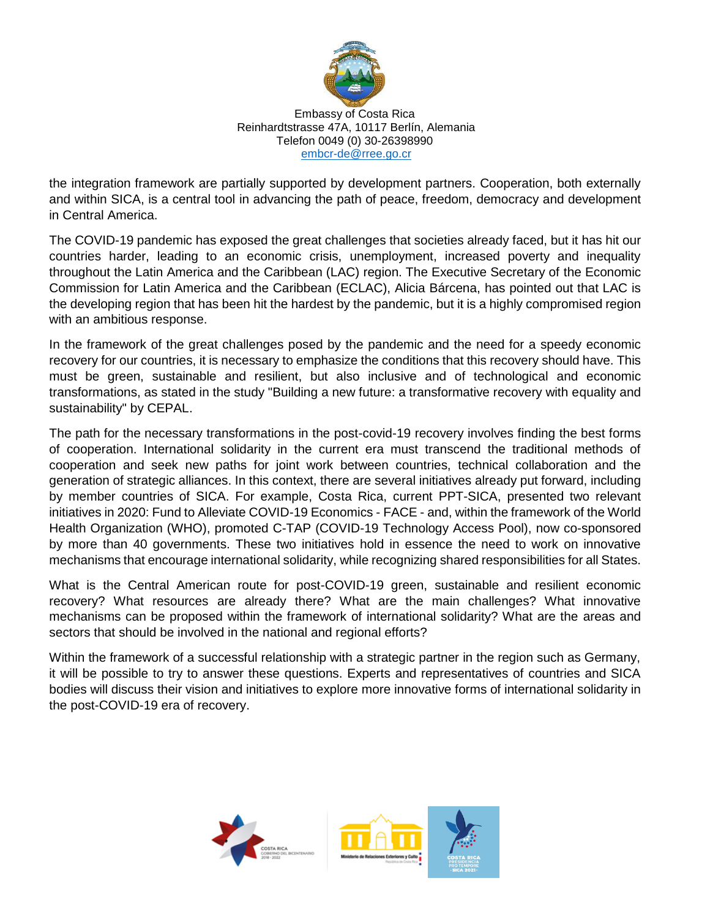the integration framework are partially supported by development partners. Cooperation, both externally and within SICA, is a central tool in advancing the path of peace, freedom, democracy and development in Central America.

The COVID-19 pandemic has exposed the great challenges that societies already faced, but it has hit our countries harder, leading to an economic crisis, unemployment, increased poverty and inequality throughout the Latin America and the Caribbean (LAC) region. The Executive Secretary of the Economic Commission for Latin America and the Caribbean (ECLAC), Alicia Bárcena, has pointed out that LAC is the developing region that has been hit the hardest by the pandemic, but it is a highly compromised region with an ambitious response.

In the framework of the great challenges posed by the pandemic and the need for a speedy economic recovery for our countries, it is necessary to emphasize the conditions that this recovery should have. This must be green, sustainable and resilient, but also inclusive and of technological and economic transformations, as stated in the study "Building a new future: a transformative recovery with equality and sustainability" by CEPAL.

The path for the necessary transformations in the post-covid-19 recovery involves finding the best forms of cooperation. International solidarity in the current era must transcend the traditional methods of cooperation and seek new paths for joint work between countries, technical collaboration and the generation of strategic alliances. In this context, there are several initiatives already put forward, including by member countries of SICA. For example, Costa Rica, current PPT-SICA, presented two relevant initiatives in 2020: Fund to Alleviate COVID-19 Economics - FACE - and, within the framework of the World Health Organization (WHO), promoted C-TAP (COVID-19 Technology Access Pool), now co-sponsored by more than 40 governments. These two initiatives hold in essence the need to work on innovative mechanisms that encourage international solidarity, while recognizing shared responsibilities for all States.

What is the Central American route for post-COVID-19 green, sustainable and resilient economic recovery? What resources are already there? What are the main challenges? What innovative mechanisms can be proposed within the framework of international solidarity? What are the areas and sectors that should be involved in the national and regional efforts?

Within the framework of a successful relationship with a strategic partner in the region such as Germany, it will be possible to try to answer these questions. Experts and representatives of countries and SICA bodies will discuss their vision and initiatives to explore more innovative forms of international solidarity in the post-COVID-19 era of recovery.